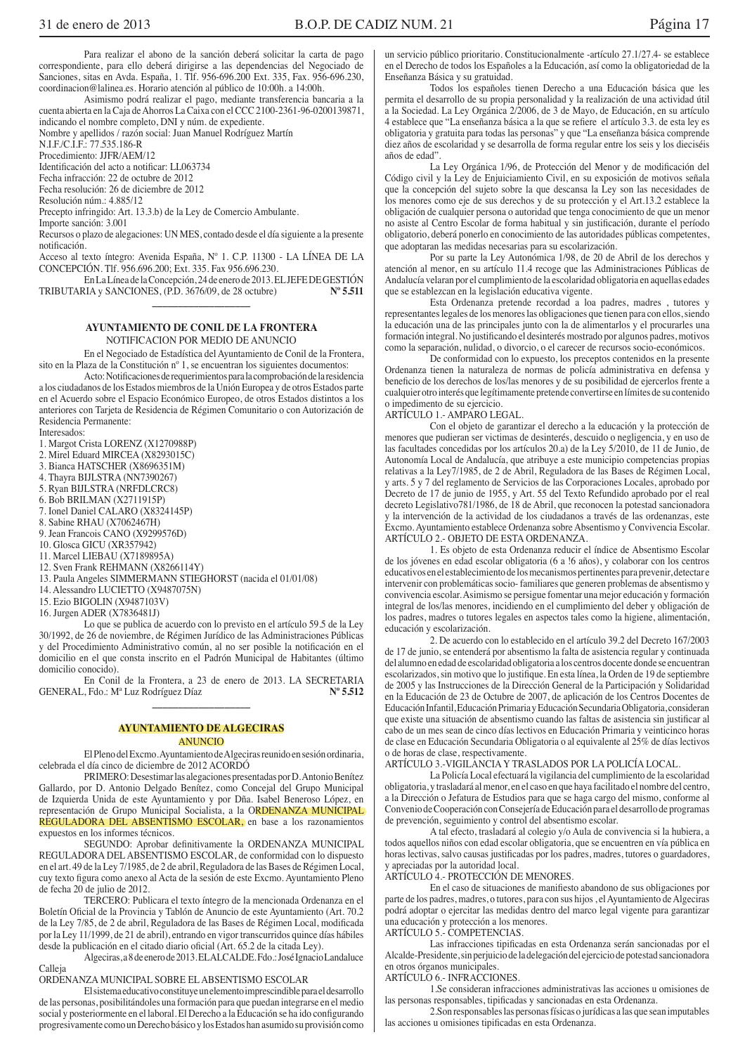Para realizar el abono de la sanción deberá solicitar la carta de pago correspondiente, para ello deberá dirigirse a las dependencias del Negociado de Sanciones, sitas en Avda. España, 1. Tlf. 956-696.200 Ext. 335, Fax. 956-696.230, coordinacion@lalinea.es. Horario atención al público de 10:00h. a 14:00h.

Asimismo podrá realizar el pago, mediante transferencia bancaria a la cuenta abierta en la Caja de Ahorros La Caixa con el CCC 2100-2361-96-0200139871, indicando el nombre completo, DNI y núm. de expediente.

Nombre y apellidos / razón social: Juan Manuel Rodríguez Martín
N.I.F./C.I.F.: 77.535.186-R
Procedimiento: JJFR/AEM/12
Identificación del acto a notificar: LL063734
Fecha infracción: 22 de octubre de 2012
Fecha resolución: 26 de diciembre de 2012
Resolución núm.: 4.885/12
Precepto infringido: Art. 13.3.b) de la Ley de Comercio Ambulante.
Importe sanción: 3.001
Recursos o plazo de alegaciones: UN MES, contado desde el día siguiente a la presente notificación.
Acceso al texto íntegro: Avenida España, Nº 1. C.P. 11300 - LA LÍNEA DE LA CONCEPCIÓN. Tlf. 956.696.200; Ext. 335. Fax 956.696.230.

En La Línea de la Concepción, 24 de enero de 2013. EL JEFE DE GESTIÓN TRIBUTARIA y SANCIONES, (P.D. 3676/09, de 28 octubre) **Nº 5.511**

---

## AYUNTAMIENTO DE CONIL DE LA FRONTERA

NOTIFICACION POR MEDIO DE ANUNCIO

En el Negociado de Estadística del Ayuntamiento de Conil de la Frontera, sito en la Plaza de la Constitución nº 1, se encuentran los siguientes documentos:

Acto: Notificaciones de requerimientos para la comprobación de la residencia a los ciudadanos de los Estados miembros de la Unión Europea y de otros Estados parte en el Acuerdo sobre el Espacio Económico Europeo, de otros Estados distintos a los anteriores con Tarjeta de Residencia de Régimen Comunitario o con Autorización de Residencia Permanente:

Interesados:

1. Margot Crista LORENZ (X1270988P)
2. Mirel Eduard MIRCEA (X8293015C)
3. Bianca HATSCHER (X8696351M)
4. Thayra BIJLSTRA (NN7390267)
5. Ryan BIJLSTRA (NRFDLCRC8)
6. Bob BRILMAN (X2711915P)
7. Ionel Daniel CALARO (X8324145P)
8. Sabine RHAU (X7062467H)
9. Jean Francois CANO (X9299576D)
10. Glosca GICU (XR357942)
11. Marcel LIEBAU (X7189895A)
12. Sven Frank REHMANN (X8266114Y)
13. Paula Angeles SIMMERMANN STIEGHORST (nacida el 01/01/08)
14. Alessandro LUCIETTO (X9487075N)
15. Ezio BIGOLIN (X9487103V)
16. Jurgen ADER (X7836481J)

Lo que se publica de acuerdo con lo previsto en el artículo 59.5 de la Ley 30/1992, de 26 de noviembre, de Régimen Jurídico de las Administraciones Públicas y del Procedimiento Administrativo común, al no ser posible la notificación en el domicilio en el que consta inscrito en el Padrón Municipal de Habitantes (último domicilio conocido).

En Conil de la Frontera, a 23 de enero de 2013. LA SECRETARIA GENERAL, Fdo.: Mª Luz Rodríguez Díaz **Nº 5.512**

---

## AYUNTAMIENTO DE ALGECIRAS

ANUNCIO

El Pleno del Excmo. Ayuntamiento de Algeciras reunido en sesión ordinaria, celebrada el día cinco de diciembre de 2012 ACORDÓ

PRIMERO: Desestimar las alegaciones presentadas por D. Antonio Benítez Gallardo, por D. Antonio Delgado Benítez, como Concejal del Grupo Municipal de Izquierda Unida de este Ayuntamiento y por Dña. Isabel Beneroso López, en representación de Grupo Municipal Socialista, a la ORDENANZA MUNICIPAL REGULADORA DEL ABSENTISMO ESCOLAR, en base a los razonamientos expuestos en los informes técnicos.

SEGUNDO: Aprobar definitivamente la ORDENANZA MUNICIPAL REGULADORA DEL ABSENTISMO ESCOLAR, de conformidad con lo dispuesto en el art. 49 de la Ley 7/1985, de 2 de abril, Reguladora de las Bases de Régimen Local, cuy texto figura como anexo al Acta de la sesión de este Excmo. Ayuntamiento Pleno de fecha 20 de julio de 2012.

TERCERO: Publicara el texto íntegro de la mencionada Ordenanza en el Boletín Oficial de la Provincia y Tablón de Anuncio de este Ayuntamiento (Art. 70.2 de la Ley 7/85, de 2 de abril, Reguladora de las Bases de Régimen Local, modificada por la Ley 11/1999, de 21 de abril), entrando en vigor transcurridos quince días hábiles desde la publicación en el citado diario oficial (Art. 65.2 de la citada Ley).

Algeciras, a 8 de enero de 2013. EL ALCALDE. Fdo.: José Ignacio Landaluce Calleja

ORDENANZA MUNICIPAL SOBRE EL ABSENTISMO ESCOLAR

El sistema educativo constituye un elemento imprescindible para el desarrollo de las personas, posibilitándoles una formación para que puedan integrarse en el medio social y posteriormente en el laboral. El Derecho a la Educación se ha ido configurando progresivamente como un Derecho básico y los Estados han asumido su provisión como un servicio público prioritario. Constitucionalmente -artículo 27.1/27.4- se establece en el Derecho de todos los Españoles a la Educación, así como la obligatoriedad de la Enseñanza Básica y su gratuidad.

Todos los españoles tienen Derecho a una Educación básica que les permita el desarrollo de su propia personalidad y la realización de una actividad útil a la Sociedad. La Ley Orgánica 2/2006, de 3 de Mayo, de Educación, en su artículo 4 establece que "La enseñanza básica a la que se refiere el artículo 3.3. de esta ley es obligatoria y gratuita para todas las personas" y que "La enseñanza básica comprende diez años de escolaridad y se desarrolla de forma regular entre los seis y los dieciséis años de edad".

La Ley Orgánica 1/96, de Protección del Menor y de modificación del Código civil y la Ley de Enjuiciamiento Civil, en su exposición de motivos señala que la concepción del sujeto sobre la que descansa la Ley son las necesidades de los menores como eje de sus derechos y de su protección y el Art.13.2 establece la obligación de cualquier persona o autoridad que tenga conocimiento de que un menor no asiste al Centro Escolar de forma habitual y sin justificación, durante el período obligatorio, deberá ponerlo en conocimiento de las autoridades públicas competentes, que adoptaran las medidas necesarias para su escolarización.

Por su parte la Ley Autonómica 1/98, de 20 de Abril de los derechos y atención al menor, en su artículo 11.4 recoge que las Administraciones Públicas de Andalucía velaran por el cumplimiento de la escolaridad obligatoria en aquellas edades que se establezcan en la legislación educativa vigente.

Esta Ordenanza pretende recordad a loa padres, madres , tutores y representantes legales de los menores las obligaciones que tienen para con ellos, siendo la educación una de las principales junto con la de alimentarlos y el procurarles una formación integral. No justificando el desinterés mostrado por algunos padres, motivos como la separación, nulidad, o divorcio, o el carecer de recursos socio-económicos.

De conformidad con lo expuesto, los preceptos contenidos en la presente Ordenanza tienen la naturaleza de normas de policía administrativa en defensa y beneficio de los derechos de los/las menores y de su posibilidad de ejercerlos frente a cualquier otro interés que legítimamente pretende convertirse en límites de su contenido o impedimento de su ejercicio.

ARTÍCULO 1.- AMPARO LEGAL.

Con el objeto de garantizar el derecho a la educación y la protección de menores que pudieran ser victimas de desinterés, descuido o negligencia, y en uso de las facultades concedidas por los artículos 20.a) de la Ley 5/2010, de 11 de Junio, de Autonomía Local de Andalucía, que atribuye a este municipio competencias propias relativas a la Ley7/1985, de 2 de Abril, Reguladora de las Bases de Régimen Local, y arts. 5 y 7 del reglamento de Servicios de las Corporaciones Locales, aprobado por Decreto de 17 de junio de 1955, y Art. 55 del Texto Refundido aprobado por el real decreto Legislativo781/1986, de 18 de Abril, que reconocen la potestad sancionadora y la intervención de la actividad de los ciudadanos a través de las ordenanzas, este Excmo. Ayuntamiento establece Ordenanza sobre Absentismo y Convivencia Escolar.

ARTÍCULO 2.- OBJETO DE ESTA ORDENANZA.

1. Es objeto de esta Ordenanza reducir el índice de Absentismo Escolar de los jóvenes en edad escolar obligatoria (6 a !6 años), y colaborar con los centros educativos en el establecimiento de los mecanismos pertinentes para prevenir, detectar e intervenir con problemáticas socio- familiares que generen problemas de absentismo y convivencia escolar. Asimismo se persigue fomentar una mejor educación y formación integral de los/las menores, incidiendo en el cumplimiento del deber y obligación de los padres, madres o tutores legales en aspectos tales como la higiene, alimentación, educación y escolarización.

2. De acuerdo con lo establecido en el artículo 39.2 del Decreto 167/2003 de 17 de junio, se entenderá por absentismo la falta de asistencia regular y continuada del alumno en edad de escolaridad obligatoria a los centros docente donde se encuentran escolarizados, sin motivo que lo justifique. En esta línea, la Orden de 19 de septiembre de 2005 y las Instrucciones de la Dirección General de la Participación y Solidaridad en la Educación de 23 de Octubre de 2007, de aplicación de los Centros Docentes de Educación Infantil, Educación Primaria y Educación Secundaria Obligatoria, consideran que existe una situación de absentismo cuando las faltas de asistencia sin justificar al cabo de un mes sean de cinco días lectivos en Educación Primaria y veinticinco horas de clase en Educación Secundaria Obligatoria o el equivalente al 25% de días lectivos o de horas de clase, respectivamente.

ARTÍCULO 3.-VIGILANCIA Y TRASLADOS POR LA POLICÍA LOCAL.

La Policía Local efectuará la vigilancia del cumplimiento de la escolaridad obligatoria, y trasladará al menor, en el caso en que haya facilitado el nombre del centro, a la Dirección o Jefatura de Estudios para que se haga cargo del mismo, conforme al Convenio de Cooperación con Consejería de Educación para el desarrollo de programas de prevención, seguimiento y control del absentismo escolar.

A tal efecto, trasladará al colegio y/o Aula de convivencia si la hubiera, a todos aquellos niños con edad escolar obligatoria, que se encuentren en vía pública en horas lectivas, salvo causas justificadas por los padres, madres, tutores o guardadores, y apreciadas por la autoridad local.

ARTÍCULO 4.- PROTECCIÓN DE MENORES.

En el caso de situaciones de manifiesto abandono de sus obligaciones por parte de los padres, madres, o tutores, para con sus hijos , el Ayuntamiento de Algeciras podrá adoptar o ejercitar las medidas dentro del marco legal vigente para garantizar una educación y protección a los menores.

ARTÍCULO 5.- COMPETENCIAS.

Las infracciones tipificadas en esta Ordenanza serán sancionadas por el Alcalde-Presidente, sin perjuicio de la delegación del ejercicio de potestad sancionadora en otros órganos municipales.

ARTÍCULO 6.- INFRACCIONES.

1.Se consideran infracciones administrativas las acciones u omisiones de las personas responsables, tipificadas y sancionadas en esta Ordenanza.

2.Son responsables las personas físicas o jurídicas a las que sean imputables las acciones u omisiones tipificadas en esta Ordenanza.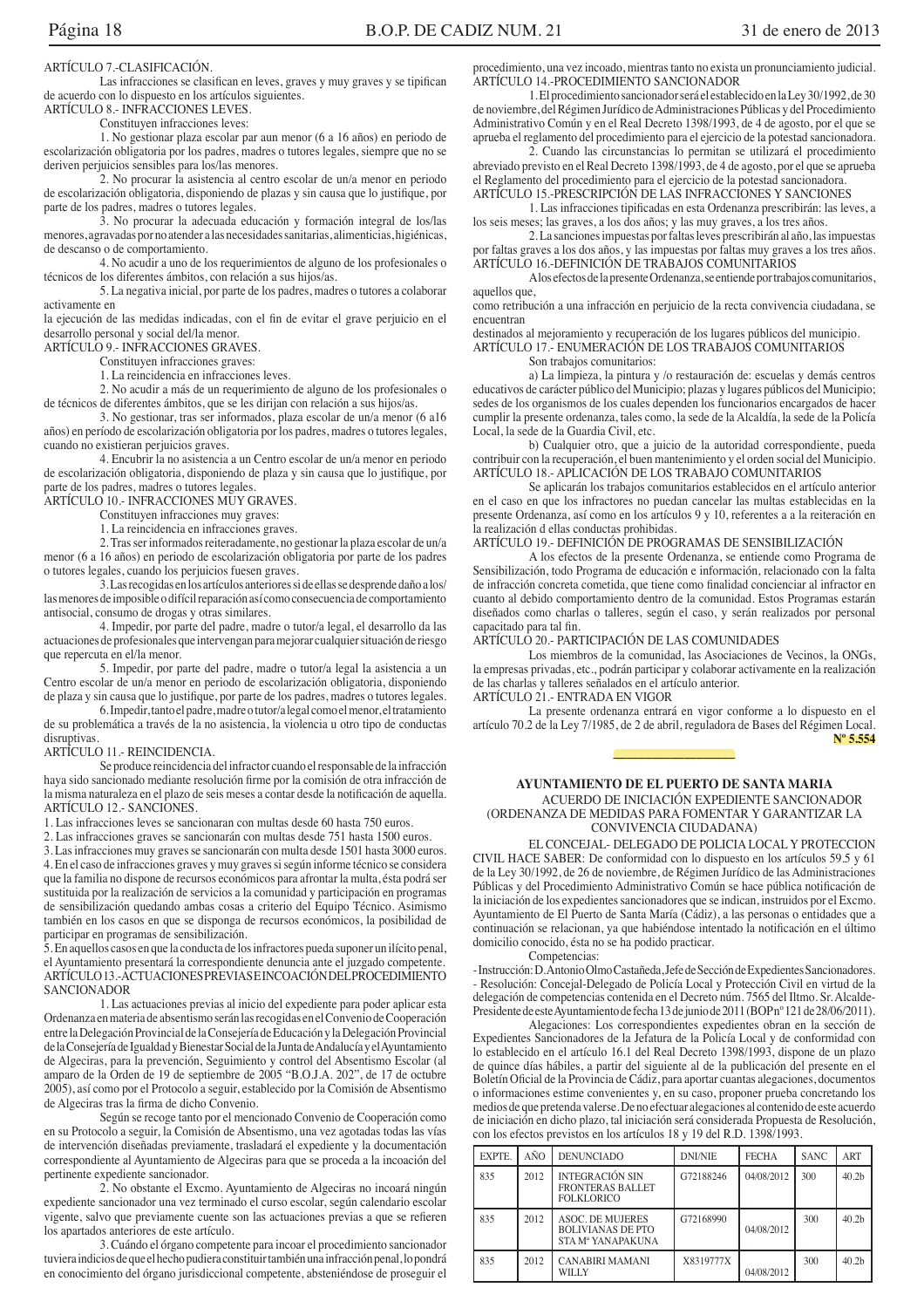ARTÍCULO 7.-CLASIFICACIÓN.

Las infracciones se clasifican en leves, graves y muy graves y se tipifican de acuerdo con lo dispuesto en los artículos siguientes.

ARTÍCULO 8.- INFRACCIONES LEVES.

Constituyen infracciones leves:

1. No gestionar plaza escolar par aun menor (6 a 16 años) en periodo de escolarización obligatoria por los padres, madres o tutores legales, siempre que no se deriven perjuicios sensibles para los/las menores.

2. No procurar la asistencia al centro escolar de un/a menor en periodo de escolarización obligatoria, disponiendo de plazas y sin causa que lo justifique, por parte de los padres, madres o tutores legales.

3. No procurar la adecuada educación y formación integral de los/las menores, agravadas por no atender a las necesidades sanitarias, alimenticias, higiénicas, de descanso o de comportamiento.

4. No acudir a uno de los requerimientos de alguno de los profesionales o técnicos de los diferentes ámbitos, con relación a sus hijos/as.

5. La negativa inicial, por parte de los padres, madres o tutores a colaborar activamente en

la ejecución de las medidas indicadas, con el fin de evitar el grave perjuicio en el desarrollo personal y social del/la menor.

ARTÍCULO 9.- INFRACCIONES GRAVES.

Constituyen infracciones graves:

1. La reincidencia en infracciones leves.

2. No acudir a más de un requerimiento de alguno de los profesionales o de técnicos de diferentes ámbitos, que se les dirijan con relación a sus hijos/as.

3. No gestionar, tras ser informados, plaza escolar de un/a menor (6 a16 años) en período de escolarización obligatoria por los padres, madres o tutores legales, cuando no existieran perjuicios graves.

4. Encubrir la no asistencia a un Centro escolar de un/a menor en periodo de escolarización obligatoria, disponiendo de plaza y sin causa que lo justifique, por parte de los padres, madres o tutores legales.

ARTÍCULO 10.- INFRACCIONES MUY GRAVES.

Constituyen infracciones muy graves:

1. La reincidencia en infracciones graves.

2. Tras ser informados reiteradamente, no gestionar la plaza escolar de un/a menor (6 a 16 años) en periodo de escolarización obligatoria por parte de los padres o tutores legales, cuando los perjuicios fuesen graves.

3. Las recogidas en los artículos anteriores si de ellas se desprende daño a los/ las menores de imposible o difícil reparación así como consecuencia de comportamiento antisocial, consumo de drogas y otras similares.

4. Impedir, por parte del padre, madre o tutor/a legal, el desarrollo de las actuaciones de profesionales que intervengan para mejorar cualquier situación de riesgo que repercuta en el/la menor.

5. Impedir, por parte del padre, madre o tutor/a legal la asistencia a un Centro escolar de un/a menor en periodo de escolarización obligatoria, disponiendo de plaza y sin causa que lo justifique, por parte de los padres, madres o tutores legales.

6. Impedir, tanto el padre, madre o tutor/a legal como el menor, el tratamiento de su problemática a través de la no asistencia, la violencia u otro tipo de conductas disruptivas.

ARTÍCULO 11.- REINCIDENCIA.

Se produce reincidencia del infractor cuando el responsable de la infracción haya sido sancionado mediante resolución firme por la comisión de otra infracción de la misma naturaleza en el plazo de seis meses a contar desde la notificación de aquella.

ARTÍCULO 12.- SANCIONES.

1. Las infracciones leves se sancionaran con multas desde 60 hasta 750 euros.

2. Las infracciones graves se sancionarán con multas desde 751 hasta 1500 euros.

3. Las infracciones muy graves se sancionarán con multa desde 1501 hasta 3000 euros.

4. En el caso de infracciones graves y muy graves si según informe técnico se considera que la familia no dispone de recursos económicos para afrontar la multa, ésta podrá ser sustituida por la realización de servicios a la comunidad y participación en programas de sensibilización quedando ambas cosas a criterio del Equipo Técnico. Asimismo también en los casos en que se disponga de recursos económicos, la posibilidad de participar en programas de sensibilización.

5. En aquellos casos en que la conducta de los infractores pueda suponer un ilícito penal, el Ayuntamiento presentará la correspondiente denuncia ante el juzgado competente.

ARTÍCULO 13.-ACTUACIONES PREVIAS E INCOACIÓN DEL PROCEDIMIENTO SANCIONADOR

1. Las actuaciones previas al inicio del expediente para poder aplicar esta Ordenanza en materia de absentismo serán las recogidas en el Convenio de Cooperación entre la Delegación Provincial de la Consejería de Educación y la Delegación Provincial de la Consejería de Igualdad y Bienestar Social de la Junta de Andalucía y el Ayuntamiento de Algeciras, para la prevención, Seguimiento y control del Absentismo Escolar (al amparo de la Orden de 19 de septiembre de 2005 "B.O.J.A. 202", de 17 de octubre 2005), así como por el Protocolo a seguir, establecido por la Comisión de Absentismo de Algeciras tras la firma de dicho Convenio.

Según se recoge tanto por el mencionado Convenio de Cooperación como en su Protocolo a seguir, la Comisión de Absentismo, una vez agotadas todas las vías de intervención diseñadas previamente, trasladará el expediente y la documentación correspondiente al Ayuntamiento de Algeciras para que se proceda a la incoación del pertinente expediente sancionador.

2. No obstante el Excmo. Ayuntamiento de Algeciras no incoará ningún expediente sancionador una vez terminado el curso escolar, según calendario escolar vigente, salvo que previamente cuente son las actuaciones previas a que se refieren los apartados anteriores de este artículo.

3. Cuándo el órgano competente para incoar el procedimiento sancionador tuviera indicios de que el hecho pudiera constituir también una infracción penal, lo pondrá en conocimiento del órgano jurisdiccional competente, absteniéndose de proseguir el procedimiento, una vez incoado, mientras tanto no exista un pronunciamiento judicial.

ARTÍCULO 14.-PROCEDIMIENTO SANCIONADOR

1. El procedimiento sancionador será el establecido en la Ley 30/1992, de 30 de noviembre, del Régimen Jurídico de Administraciones Públicas y del Procedimiento Administrativo Común y en el Real Decreto 1398/1993, de 4 de agosto, por el que se aprueba el reglamento del procedimiento para el ejercicio de la potestad sancionadora.

2. Cuando las circunstancias lo permitan se utilizará el procedimiento abreviado previsto en el Real Decreto 1398/1993, de 4 de agosto, por el que se aprueba el Reglamento del procedimiento para el ejercicio de la potestad sancionadora.

ARTÍCULO 15.-PRESCRIPCIÓN DE LAS INFRACCIONES Y SANCIONES

1. Las infracciones tipificadas en esta Ordenanza prescribirán: las leves, a los seis meses; las graves, a los dos años; y las muy graves, a los tres años.

2. La sanciones impuestas por faltas leves prescribirán al año, las impuestas por faltas graves a los dos años, y las impuestas por faltas muy graves a los tres años.

ARTÍCULO 16.-DEFINICIÓN DE TRABAJOS COMUNITARIOS

A los efectos de la presente Ordenanza, se entiende por trabajos comunitarios, aquellos que,

como retribución a una infracción en perjuicio de la recta convivencia ciudadana, se encuentran

destinados al mejoramiento y recuperación de los lugares públicos del municipio.

ARTÍCULO 17.- ENUMERACIÓN DE LOS TRABAJOS COMUNITARIOS

Son trabajos comunitarios:

a) La limpieza, la pintura y /o restauración de: escuelas y demás centros educativos de carácter público del Municipio; plazas y lugares públicos del Municipio; sedes de los organismos de los cuales dependen los funcionarios encargados de hacer cumplir la presente ordenanza, tales como, la sede de la Alcaldía, la sede de la Policía Local, la sede de la Guardia Civil, etc.

b) Cualquier otro, que a juicio de la autoridad correspondiente, pueda contribuir con la recuperación, el buen mantenimiento y el orden social del Municipio.

ARTÍCULO 18.- APLICACIÓN DE LOS TRABAJO COMUNITARIOS

Se aplicarán los trabajos comunitarios establecidos en el artículo anterior en el caso en que los infractores no puedan cancelar las multas establecidas en la presente Ordenanza, así como en los artículos 9 y 10, referentes a a la reiteración en la realización d ellas conductas prohibidas.

ARTÍCULO 19.- DEFINICIÓN DE PROGRAMAS DE SENSIBILIZACIÓN

A los efectos de la presente Ordenanza, se entiende como Programa de Sensibilización, todo Programa de educación e información, relacionado con la falta de infracción concreta cometida, que tiene como finalidad concienciar al infractor en cuanto al debido comportamiento dentro de la comunidad. Estos Programas estarán diseñados como charlas o talleres, según el caso, y serán realizados por personal capacitado para tal fin.

ARTÍCULO 20.- PARTICIPACIÓN DE LAS COMUNIDADES

Los miembros de la comunidad, las Asociaciones de Vecinos, la ONGs, la empresas privadas, etc., podrán participar y colaborar activamente en la realización de las charlas y talleres señalados en el artículo anterior.

ARTÍCULO 21.- ENTRADA EN VIGOR

La presente ordenanza entrará en vigor conforme a lo dispuesto en el artículo 70.2 de la Ley 7/1985, de 2 de abril, reguladora de Bases del Régimen Local.

**Nº 5.554**

---

**AYUNTAMIENTO DE EL PUERTO DE SANTA MARIA**

ACUERDO DE INICIACIÓN EXPEDIENTE SANCIONADOR (ORDENANZA DE MEDIDAS PARA FOMENTAR Y GARANTIZAR LA CONVIVENCIA CIUDADANA)

EL CONCEJAL- DELEGADO DE POLICIA LOCAL Y PROTECCION CIVIL HACE SABER: De conformidad con lo dispuesto en los artículos 59.5 y 61 de la Ley 30/1992, de 26 de noviembre, de Régimen Jurídico de las Administraciones Públicas y del Procedimiento Administrativo Común se hace pública notificación de la iniciación de los expedientes sancionadores que se indican, instruidos por el Excmo. Ayuntamiento de El Puerto de Santa María (Cádiz), a las personas o entidades que a continuación se relacionan, ya que habiéndose intentado la notificación en el último domicilio conocido, ésta no se ha podido practicar.

Competencias:

- Instrucción: D. Antonio Olmo Castañeda, Jefe de Sección de Expedientes Sancionadores.
- Resolución: Concejal-Delegado de Policía Local y Protección Civil en virtud de la delegación de competencias contenida en el Decreto núm. 7565 del Iltmo. Sr. Alcalde-Presidente de este Ayuntamiento de fecha 13 de junio de 2011 (BOPnº 121 de 28/06/2011).

Alegaciones: Los correspondientes expedientes obran en la sección de Expedientes Sancionadores de la Jefatura de la Policía Local y de conformidad con lo establecido en el artículo 16.1 del Real Decreto 1398/1993, dispone de un plazo de quince días hábiles, a partir del siguiente al de la publicación del presente en el Boletín Oficial de la Provincia de Cádiz, para aportar cuantas alegaciones, documentos o informaciones estime convenientes y, en su caso, proponer prueba concretando los medios de que pretenda valerse. De no efectuar alegaciones al contenido de este acuerdo de iniciación en dicho plazo, tal iniciación será considerada Propuesta de Resolución, con los efectos previstos en los artículos 18 y 19 del R.D. 1398/1993.

| EXPTE. | AÑO | DENUNCIADO | DNI/NIE | FECHA | SANC | ART |
|---|---|---|---|---|---|---|
| 835 | 2012 | INTEGRACIÓN SIN FRONTERAS BALLET FOLKLORICO | G72188246 | 04/08/2012 | 300 | 40.2b |
| 835 | 2012 | ASOC. DE MUJERES BOLIVIANAS DE PTO STA Mª YANAPAKUNA | G72168990 | 04/08/2012 | 300 | 40.2b |
| 835 | 2012 | CANABIRI MAMANI WILLY | X8319777X | 04/08/2012 | 300 | 40.2b |